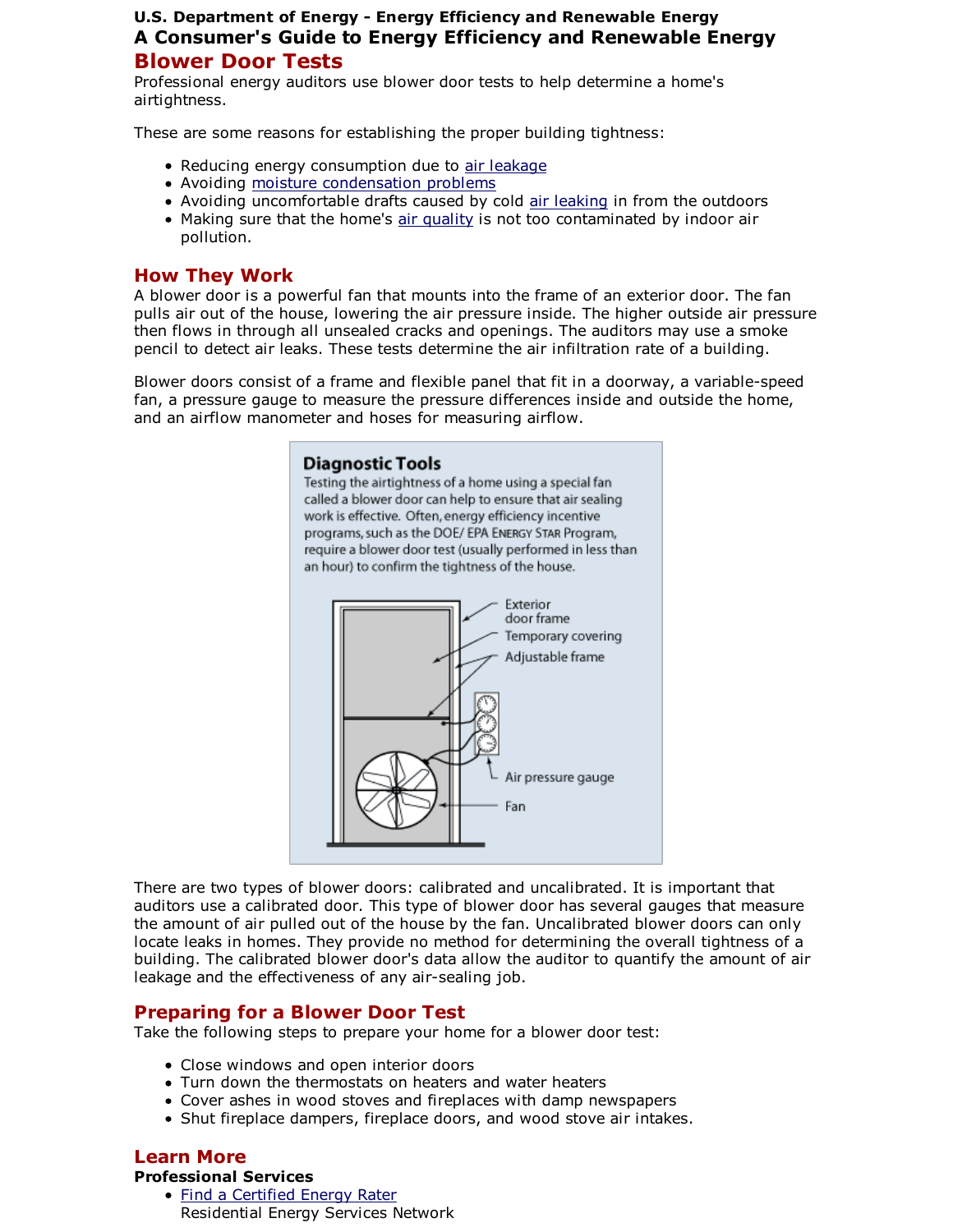**U.S. Department of Energy - Energy Efficiency and Renewable Energy**

**A Consumer's Guide to Energy Efficiency and Renewable Energy**

# Blower Door Tests

Professional energy auditors use blower door tests to help determine a home's airtightness.

These are some reasons for establishing the proper building tightness:

- Reducing energy consumption due to air leakage
- Avoiding moisture condensation problems
- Avoiding uncomfortable drafts caused by cold air leaking in from the outdoors
- Making sure that the home's air quality is not too contaminated by indoor air pollution.

## How They Work

A blower door is a powerful fan that mounts into the frame of an exterior door. The fan pulls air out of the house, lowering the air pressure inside. The higher outside air pressure then flows in through all unsealed cracks and openings. The auditors may use a smoke pencil to detect air leaks. These tests determine the air infiltration rate of a building.

Blower doors consist of a frame and flexible panel that fit in a doorway, a variable-speed fan, a pressure gauge to measure the pressure differences inside and outside the home, and an airflow manometer and hoses for measuring airflow.

**Diagnostic Tools**

Testing the airtightness of a home using a special fan called a blower door can help to ensure that air sealing work is effective. Often, energy efficiency incentive programs, such as the DOE/ EPA ENERGY STAR Program, require a blower door test (usually performed in less than an hour) to confirm the tightness of the house.

Exterior door frame

Temporary covering

Adjustable frame

Air pressure gauge

Fan

There are two types of blower doors: calibrated and uncalibrated. It is important that auditors use a calibrated door. This type of blower door has several gauges that measure the amount of air pulled out of the house by the fan. Uncalibrated blower doors can only locate leaks in homes. They provide no method for determining the overall tightness of a building. The calibrated blower door's data allow the auditor to quantify the amount of air leakage and the effectiveness of any air-sealing job.

## Preparing for a Blower Door Test

Take the following steps to prepare your home for a blower door test:

- Close windows and open interior doors
- Turn down the thermostats on heaters and water heaters
- Cover ashes in wood stoves and fireplaces with damp newspapers
- Shut fireplace dampers, fireplace doors, and wood stove air intakes.

## Learn More

**Professional Services**

- Find a Certified Energy Rater
  Residential Energy Services Network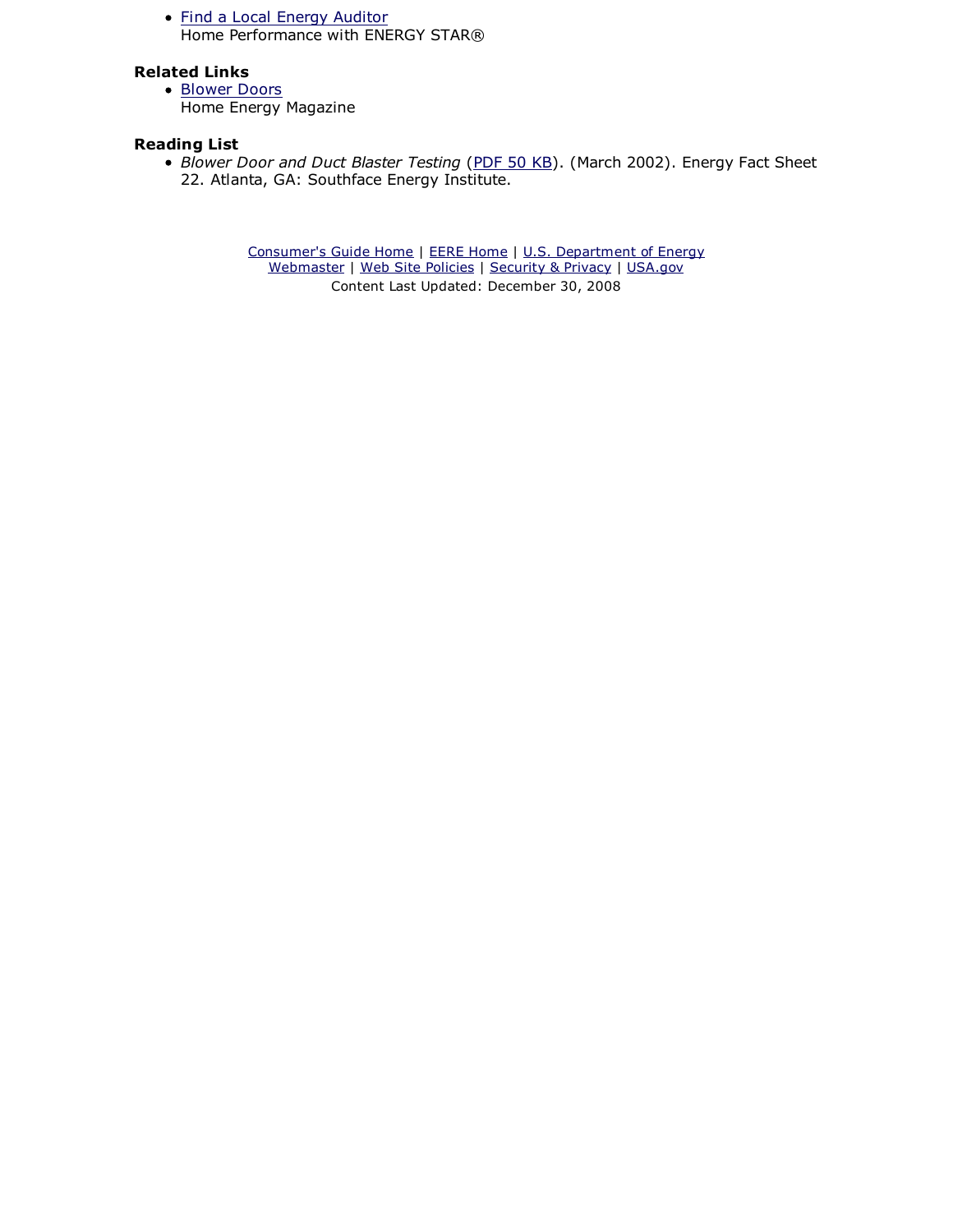- Find a Local Energy Auditor
  Home Performance with ENERGY STAR®

**Related Links**

- Blower Doors
  Home Energy Magazine

**Reading List**

- *Blower Door and Duct Blaster Testing* (PDF 50 KB). (March 2002). Energy Fact Sheet 22. Atlanta, GA: Southface Energy Institute.

Consumer's Guide Home | EERE Home | U.S. Department of Energy
Webmaster | Web Site Policies | Security & Privacy | USA.gov
Content Last Updated: December 30, 2008